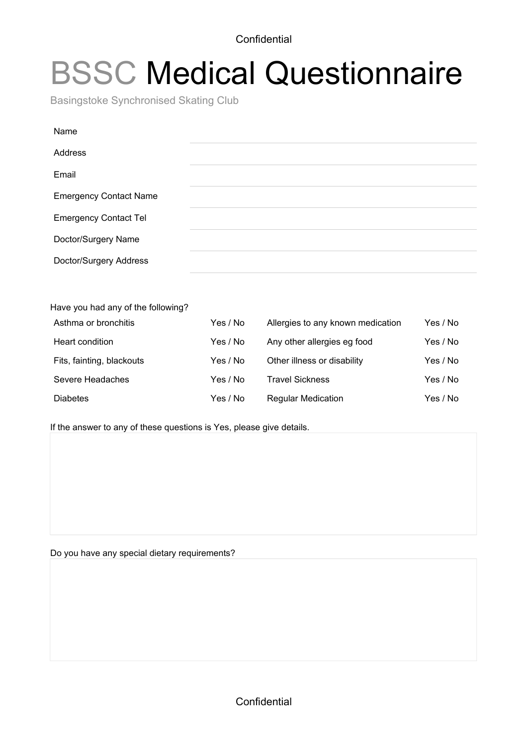# BSSC Medical Questionnaire

Basingstoke Synchronised Skating Club

| | |
|---|---|
| Name | |
| Address | |
| Email | |
| Emergency Contact Name | |
| Emergency Contact Tel | |
| Doctor/Surgery Name | |
| Doctor/Surgery Address | |

Have you had any of the following?

| | | | |
|---|---|---|---|
| Asthma or bronchitis | Yes / No | Allergies to any known medication | Yes / No |
| Heart condition | Yes / No | Any other allergies eg food | Yes / No |
| Fits, fainting, blackouts | Yes / No | Other illness or disability | Yes / No |
| Severe Headaches | Yes / No | Travel Sickness | Yes / No |
| Diabetes | Yes / No | Regular Medication | Yes / No |

If the answer to any of these questions is Yes, please give details.

Do you have any special dietary requirements?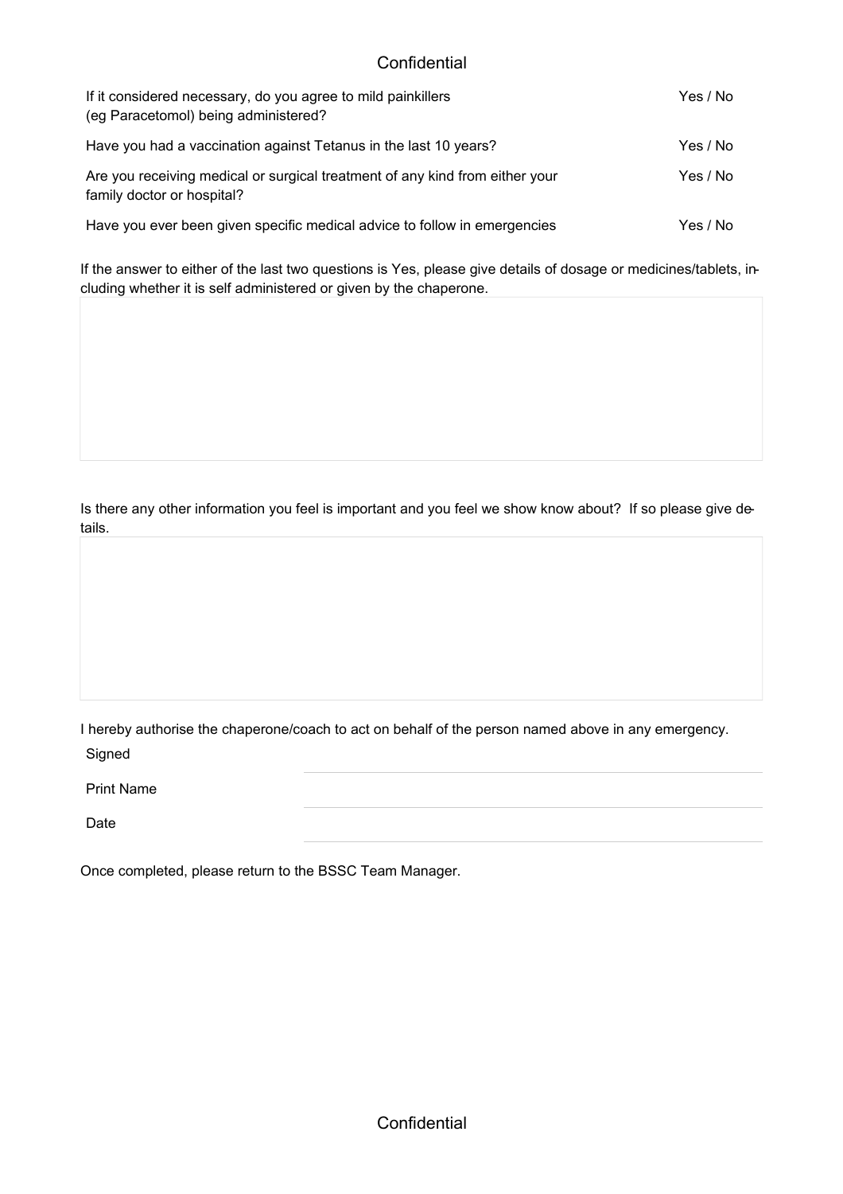| | |
|---|---|
| If it considered necessary, do you agree to mild painkillers (eg Paracetomol) being administered? | Yes / No |
| Have you had a vaccination against Tetanus in the last 10 years? | Yes / No |
| Are you receiving medical or surgical treatment of any kind from either your family doctor or hospital? | Yes / No |
| Have you ever been given specific medical advice to follow in emergencies | Yes / No |

If the answer to either of the last two questions is Yes, please give details of dosage or medicines/tablets, including whether it is self administered or given by the chaperone.

Is there any other information you feel is important and you feel we show know about? If so please give details.

I hereby authorise the chaperone/coach to act on behalf of the person named above in any emergency.

Signed

Print Name

Date

Once completed, please return to the BSSC Team Manager.